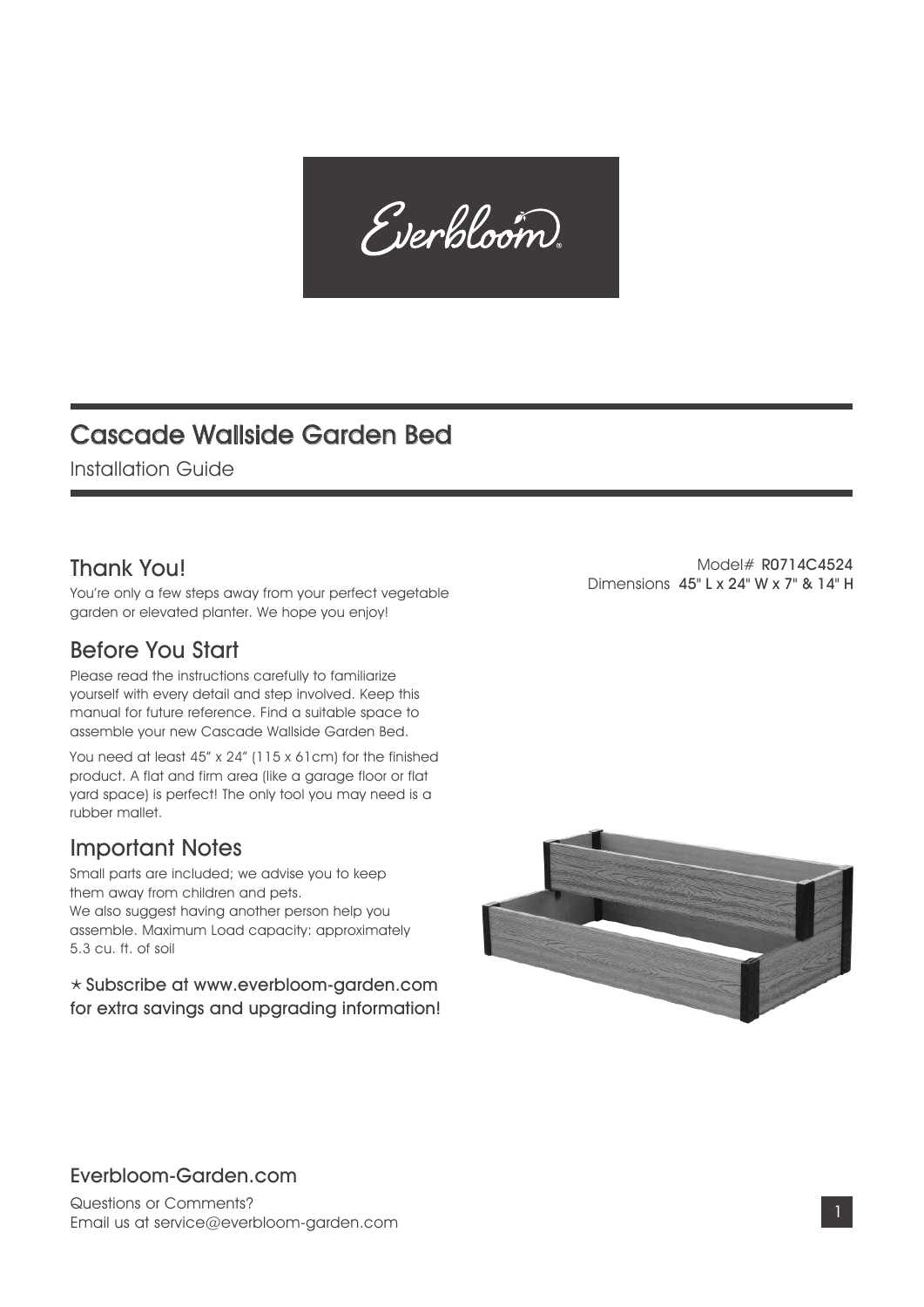Everbloom®

# Cascade Wallside Garden Bed

Installation Guide

Model# **R0714C4524**
Dimensions **45" L x 24" W x 7" & 14" H**

## Thank You!

You're only a few steps away from your perfect vegetable garden or elevated planter. We hope you enjoy!

## Before You Start

Please read the instructions carefully to familiarize yourself with every detail and step involved. Keep this manual for future reference. Find a suitable space to assemble your new Cascade Wallside Garden Bed.

You need at least 45" x 24" (115 x 61cm) for the finished product. A flat and firm area (like a garage floor or flat yard space) is perfect! The only tool you may need is a rubber mallet.

## Important Notes

Small parts are included; we advise you to keep them away from children and pets.
We also suggest having another person help you assemble. Maximum Load capacity: approximately 5.3 cu. ft. of soil

⋆ Subscribe at www.everbloom-garden.com for extra savings and upgrading information!

## Everbloom-Garden.com

Questions or Comments?
Email us at service@everbloom-garden.com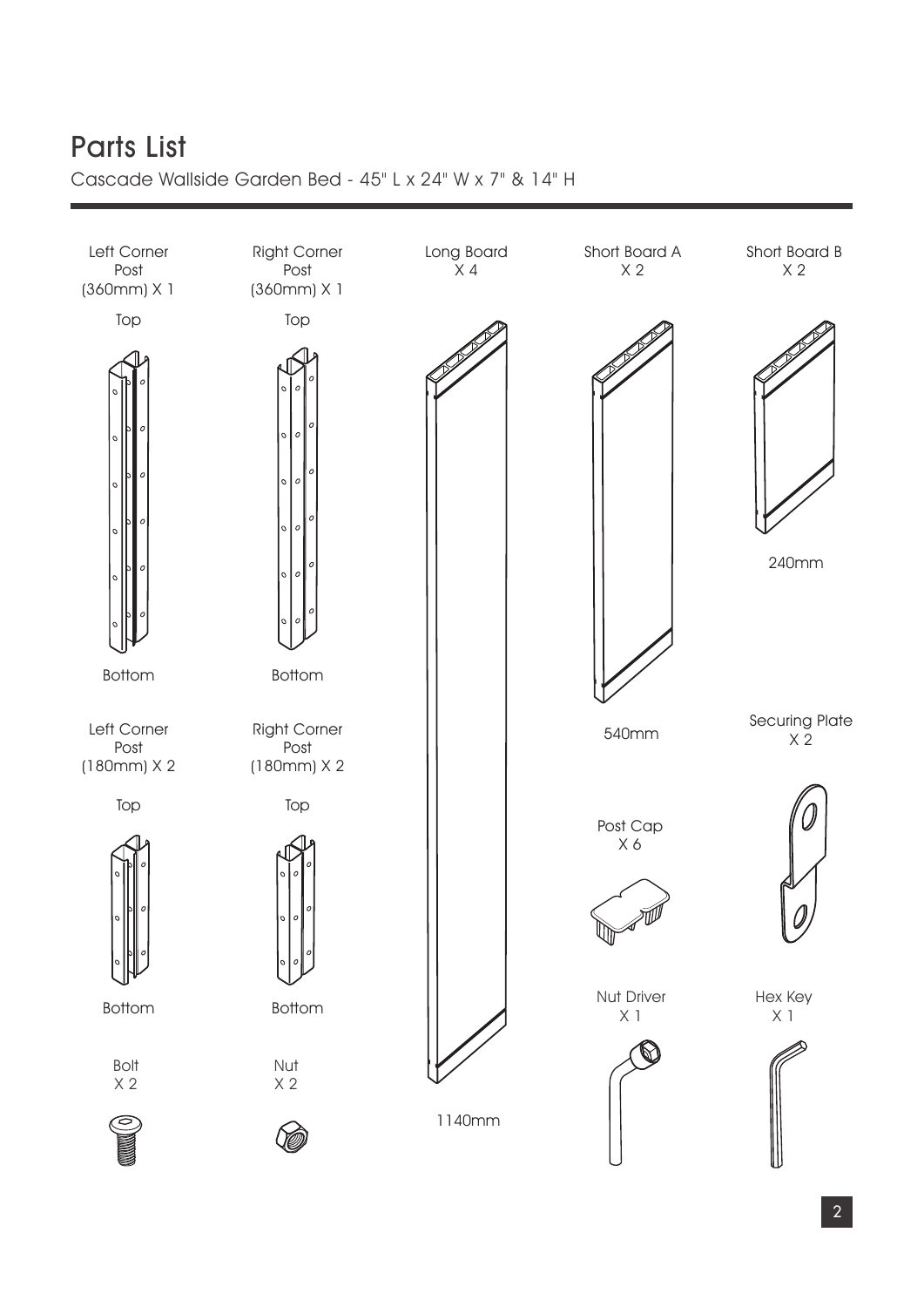# Parts List

Cascade Wallside Garden Bed - 45" L x 24" W x 7" & 14" H

Left Corner Post (360mm) X 1

Top

Bottom

Right Corner Post (360mm) X 1

Top

Bottom

Long Board X 4

1140mm

Short Board A X 2

540mm

Short Board B X 2

240mm

Left Corner Post (180mm) X 2

Top

Bottom

Right Corner Post (180mm) X 2

Top

Bottom

Post Cap X 6

Securing Plate X 2

Nut Driver X 1

Hex Key X 1

Bolt X 2

Nut X 2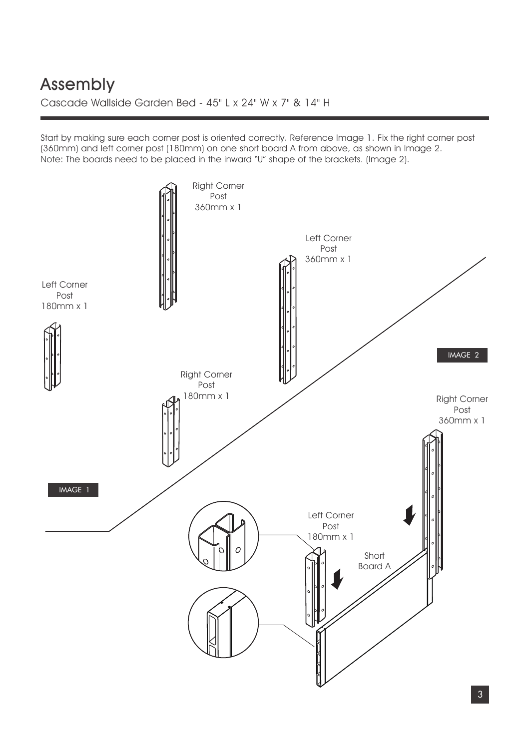# Assembly

Cascade Wallside Garden Bed - 45" L x 24" W x 7" & 14" H

Start by making sure each corner post is oriented correctly. Reference Image 1. Fix the right corner post (360mm) and left corner post (180mm) on one short board A from above, as shown in Image 2.
Note: The boards need to be placed in the inward "U" shape of the brackets. (Image 2).

Right Corner Post 360mm x 1

Left Corner Post 360mm x 1

Left Corner Post 180mm x 1

Right Corner Post 180mm x 1

IMAGE 1

IMAGE 2

Right Corner Post 360mm x 1

Left Corner Post 180mm x 1

Short Board A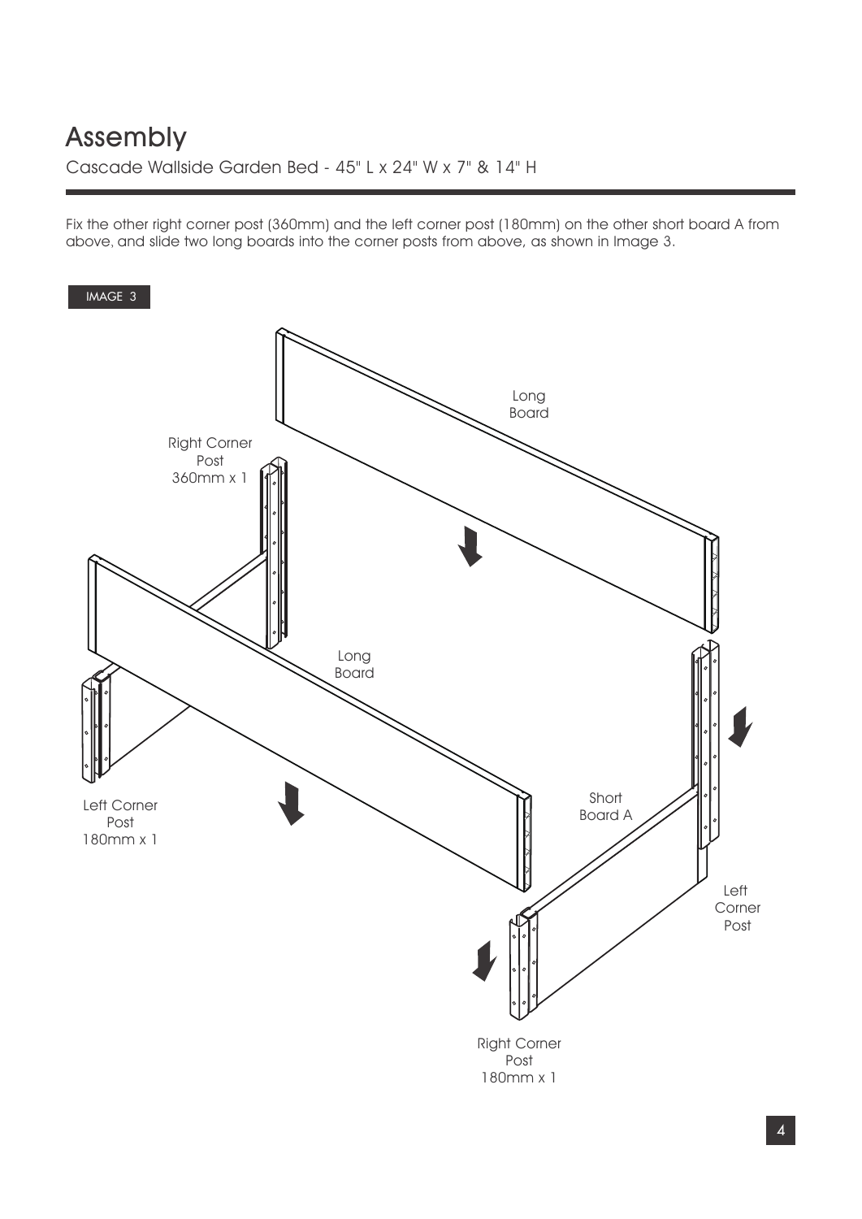# Assembly

Cascade Wallside Garden Bed - 45" L x 24" W x 7" & 14" H

Fix the other right corner post (360mm) and the left corner post (180mm) on the other short board A from above, and slide two long boards into the corner posts from above, as shown in Image 3.

IMAGE 3

Long Board

Right Corner Post 360mm x 1

Long Board

Left Corner Post 180mm x 1

Short Board A

Left Corner Post

Right Corner Post 180mm x 1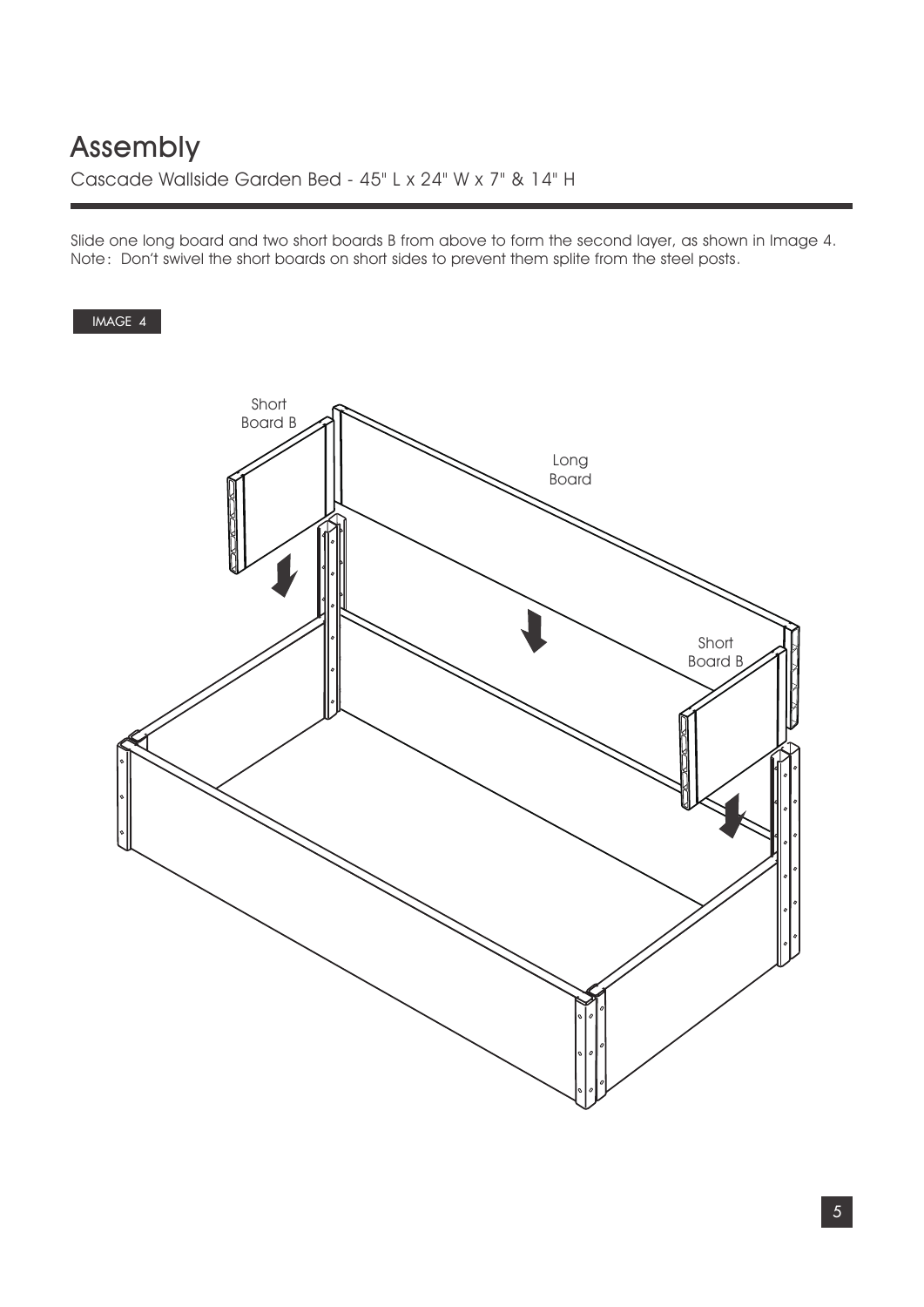# Assembly

Cascade Wallside Garden Bed - 45" L x 24" W x 7" & 14" H

Slide one long board and two short boards B from above to form the second layer, as shown in Image 4.
Note: Don't swivel the short boards on short sides to prevent them splite from the steel posts.

IMAGE 4

Short Board B

Long Board

Short Board B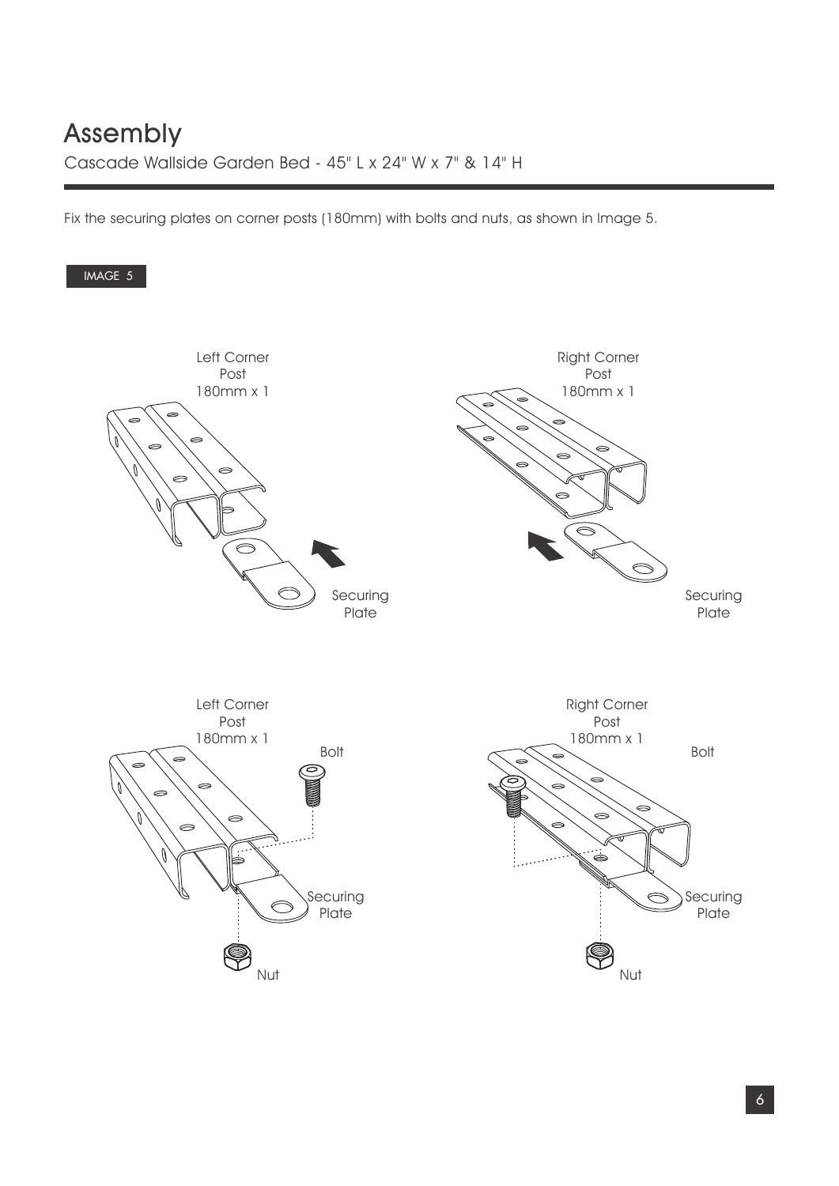# Assembly

Cascade Wallside Garden Bed - 45" L x 24" W x 7" & 14" H

Fix the securing plates on corner posts (180mm) with bolts and nuts, as shown in Image 5.

IMAGE 5

Left Corner Post 180mm x 1

Securing Plate

Right Corner Post 180mm x 1

Securing Plate

Left Corner Post 180mm x 1

Bolt

Securing Plate

Nut

Right Corner Post 180mm x 1

Bolt

Securing Plate

Nut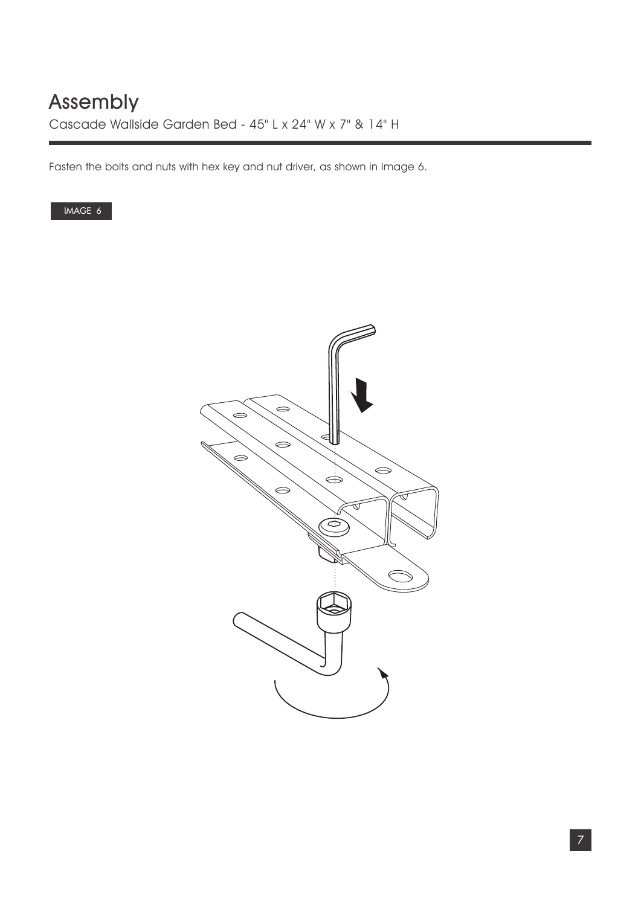# Assembly

Cascade Wallside Garden Bed - 45" L x 24" W x 7" & 14" H

Fasten the bolts and nuts with hex key and nut driver, as shown in Image 6.

IMAGE 6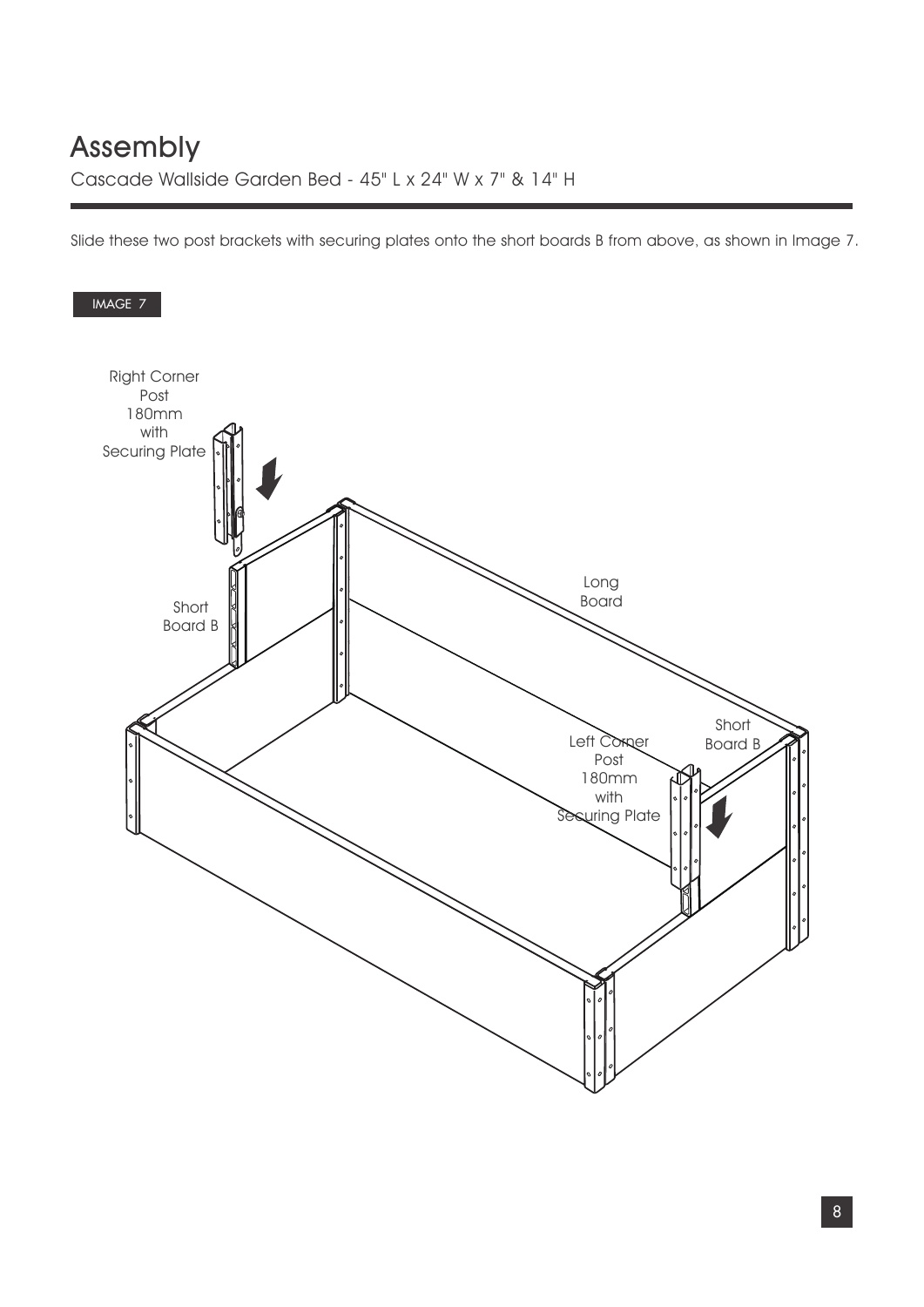# Assembly

Cascade Wallside Garden Bed - 45" L x 24" W x 7" & 14" H

Slide these two post brackets with securing plates onto the short boards B from above, as shown in Image 7.

IMAGE 7

Right Corner Post 180mm with Securing Plate

Short Board B

Long Board

Short Board B

Left Corner Post 180mm with Securing Plate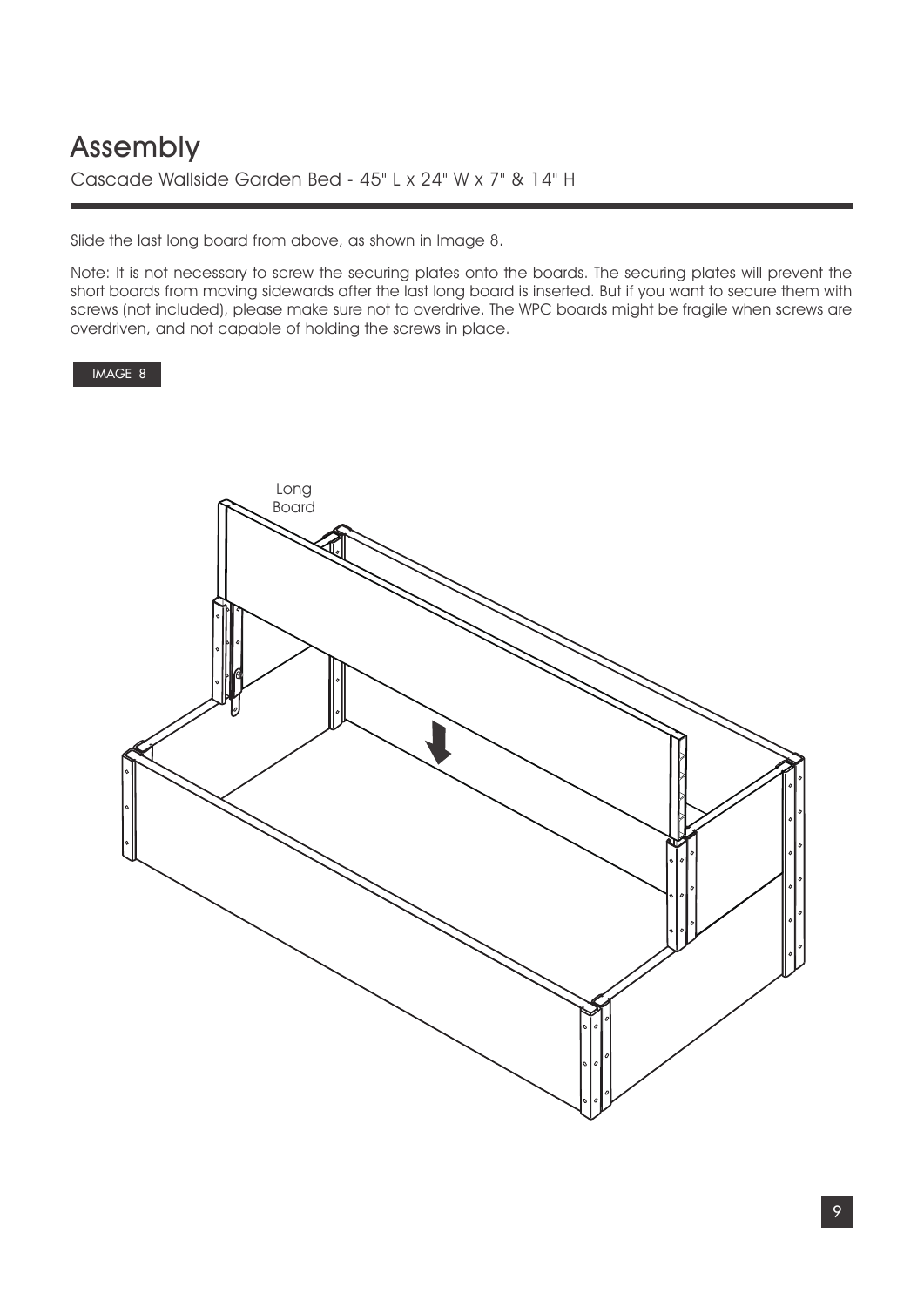# Assembly

Cascade Wallside Garden Bed - 45" L x 24" W x 7" & 14" H

Slide the last long board from above, as shown in Image 8.

Note: It is not necessary to screw the securing plates onto the boards. The securing plates will prevent the short boards from moving sidewards after the last long board is inserted. But if you want to secure them with screws (not included), please make sure not to overdrive. The WPC boards might be fragile when screws are overdriven, and not capable of holding the screws in place.

IMAGE 8

Long Board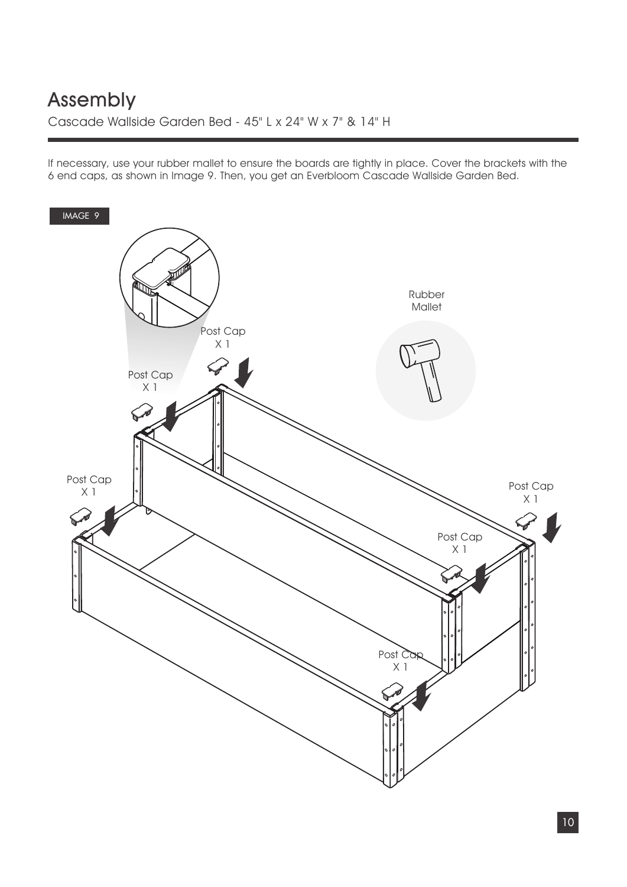# Assembly

Cascade Wallside Garden Bed - 45" L x 24" W x 7" & 14" H

If necessary, use your rubber mallet to ensure the boards are tightly in place. Cover the brackets with the 6 end caps, as shown in Image 9. Then, you get an Everbloom Cascade Wallside Garden Bed.

IMAGE 9

Rubber Mallet

Post Cap X 1

Post Cap X 1

Post Cap X 1

Post Cap X 1

Post Cap X 1

Post Cap X 1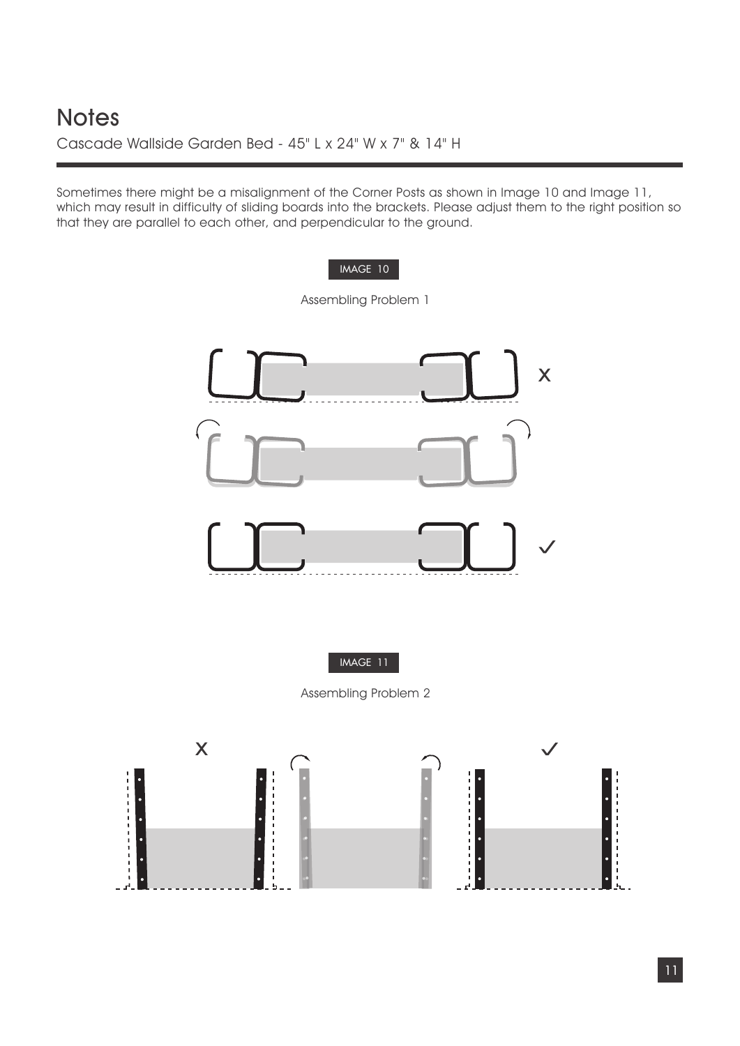# Notes

Cascade Wallside Garden Bed - 45" L x 24" W x 7" & 14" H

Sometimes there might be a misalignment of the Corner Posts as shown in Image 10 and Image 11, which may result in difficulty of sliding boards into the brackets. Please adjust them to the right position so that they are parallel to each other, and perpendicular to the ground.

IMAGE 10

Assembling Problem 1

IMAGE 11

Assembling Problem 2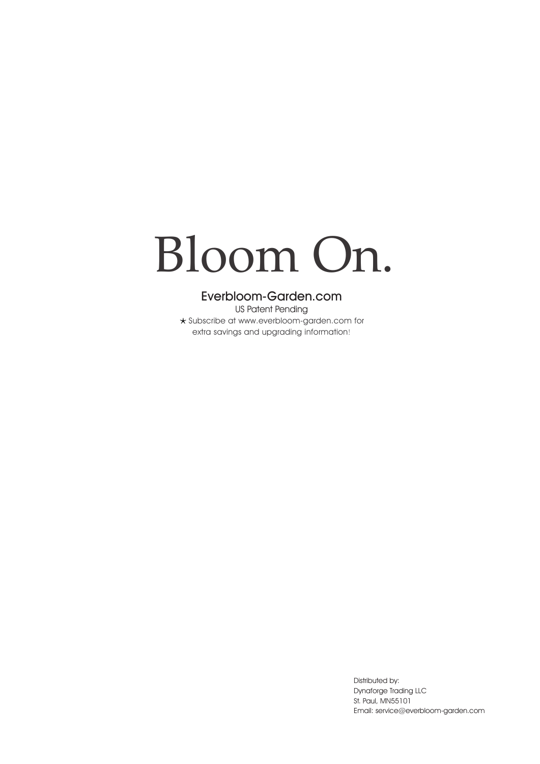# Bloom On.

**Everbloom-Garden.com**

US Patent Pending

★ Subscribe at www.everbloom-garden.com for extra savings and upgrading information!

Distributed by:
Dynaforge Trading LLC
St. Paul, MN55101
Email: service@everbloom-garden.com